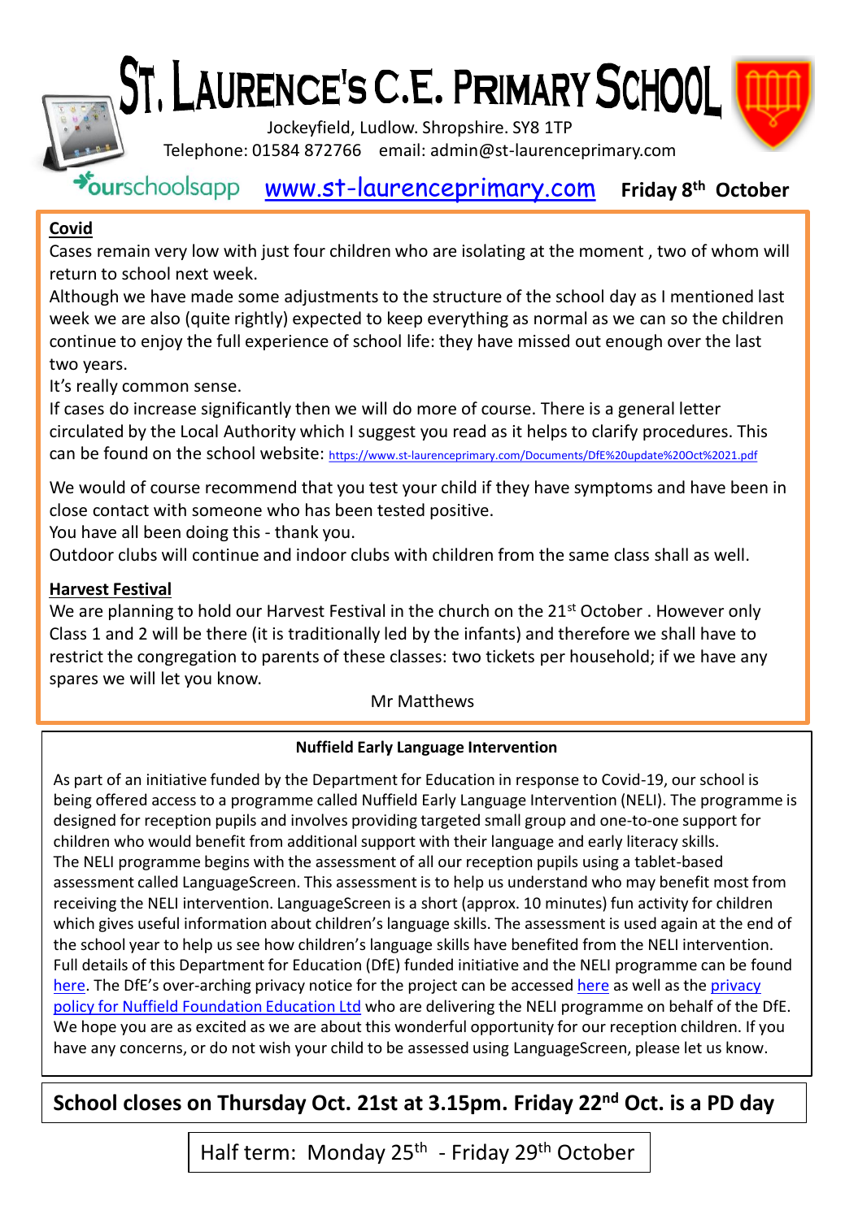# ST. LAURENCE'S C.E. PRIMARY SCHOOL

Jockeyfield, Ludlow. Shropshire. SY8 1TP

Telephone: 01584 872766 email: admin@st-laurenceprimary.com

ourschoolsapp [www.st-laurenceprimary.com](http://www.st-laurenceprimary.com) **Friday 8th October**

## Covid

Cases remain very low with just four children who are isolating at the moment , two of whom will return to school next week.

Although we have made some adjustments to the structure of the school day as I mentioned last week we are also (quite rightly) expected to keep everything as normal as we can so the children continue to enjoy the full experience of school life: they have missed out enough over the last two years.

It's really common sense.

If cases do increase significantly then we will do more of course. There is a general letter circulated by the Local Authority which I suggest you read as it helps to clarify procedures. This can be found on the school website: https://www.st-laurenceprimary.com/Documents/DfE%20update%20Oct%2021.pdf

We would of course recommend that you test your child if they have symptoms and have been in close contact with someone who has been tested positive.

You have all been doing this - thank you.

Outdoor clubs will continue and indoor clubs with children from the same class shall as well.

## Harvest Festival

We are planning to hold our Harvest Festival in the church on the 21st October . However only Class 1 and 2 will be there (it is traditionally led by the infants) and therefore we shall have to restrict the congregation to parents of these classes: two tickets per household; if we have any spares we will let you know.

Mr Matthews

## Nuffield Early Language Intervention

As part of an initiative funded by the Department for Education in response to Covid-19, our school is being offered access to a programme called Nuffield Early Language Intervention (NELI). The programme is designed for reception pupils and involves providing targeted small group and one-to-one support for children who would benefit from additional support with their language and early literacy skills.

The NELI programme begins with the assessment of all our reception pupils using a tablet-based assessment called LanguageScreen. This assessment is to help us understand who may benefit most from receiving the NELI intervention. LanguageScreen is a short (approx. 10 minutes) fun activity for children which gives useful information about children's language skills. The assessment is used again at the end of the school year to help us see how children's language skills have benefited from the NELI intervention. Full details of this Department for Education (DfE) funded initiative and the NELI programme can be found here. The DfE's over-arching privacy notice for the project can be accessed here as well as the privacy policy for Nuffield Foundation Education Ltd who are delivering the NELI programme on behalf of the DfE. We hope you are as excited as we are about this wonderful opportunity for our reception children. If you have any concerns, or do not wish your child to be assessed using LanguageScreen, please let us know.

**School closes on Thursday Oct. 21st at 3.15pm. Friday 22nd Oct. is a PD day**

Half term: Monday 25th - Friday 29th October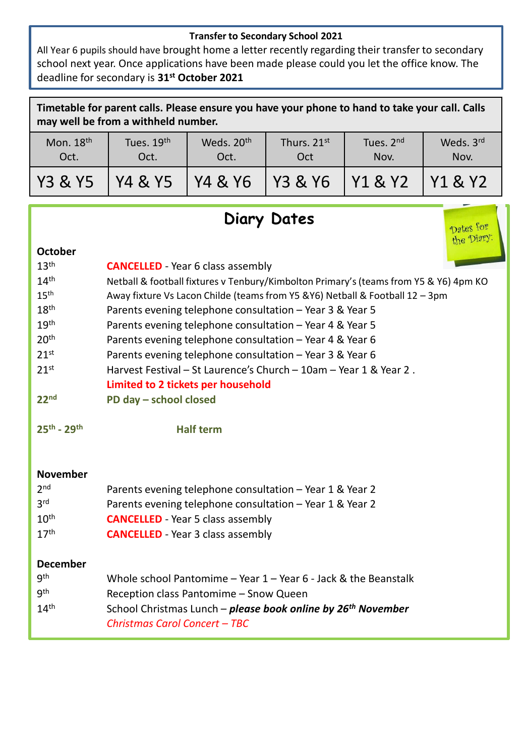**Transfer to Secondary School 2021**

All Year 6 pupils should have brought home a letter recently regarding their transfer to secondary school next year. Once applications have been made please could you let the office know. The deadline for secondary is **31st October 2021**

**Timetable for parent calls. Please ensure you have your phone to hand to take your call. Calls may well be from a withheld number.**

| Mon. 18th Oct. | Tues. 19th Oct. | Weds. 20th Oct. | Thurs. 21st Oct | Tues. 2nd Nov. | Weds. 3rd Nov. |
|---|---|---|---|---|---|
| Y3 & Y5 | Y4 & Y5 | Y4 & Y6 | Y3 & Y6 | Y1 & Y2 | Y1 & Y2 |

## Diary Dates

Dates for the Diary:

**October**

| | |
|---|---|
| 13th | **CANCELLED** - Year 6 class assembly |
| 14th | Netball & football fixtures v Tenbury/Kimbolton Primary's (teams from Y5 & Y6) 4pm KO |
| 15th | Away fixture Vs Lacon Childe (teams from Y5 &Y6) Netball & Football 12 – 3pm |
| 18th | Parents evening telephone consultation – Year 3 & Year 5 |
| 19th | Parents evening telephone consultation – Year 4 & Year 5 |
| 20th | Parents evening telephone consultation – Year 4 & Year 6 |
| 21st | Parents evening telephone consultation – Year 3 & Year 6 |
| 21st | Harvest Festival – St Laurence's Church – 10am – Year 1 & Year 2 . **Limited to 2 tickets per household** |
| **22nd** | **PD day – school closed** |
| **25th - 29th** | **Half term** |

**November**

| | |
|---|---|
| 2nd | Parents evening telephone consultation – Year 1 & Year 2 |
| 3rd | Parents evening telephone consultation – Year 1 & Year 2 |
| 10th | **CANCELLED** - Year 5 class assembly |
| 17th | **CANCELLED** - Year 3 class assembly |

**December**

| | |
|---|---|
| 9th | Whole school Pantomime – Year 1 – Year 6 - Jack & the Beanstalk |
| 9th | Reception class Pantomime – Snow Queen |
| 14th | School Christmas Lunch – ***please book online by 26th November*** *Christmas Carol Concert – TBC* |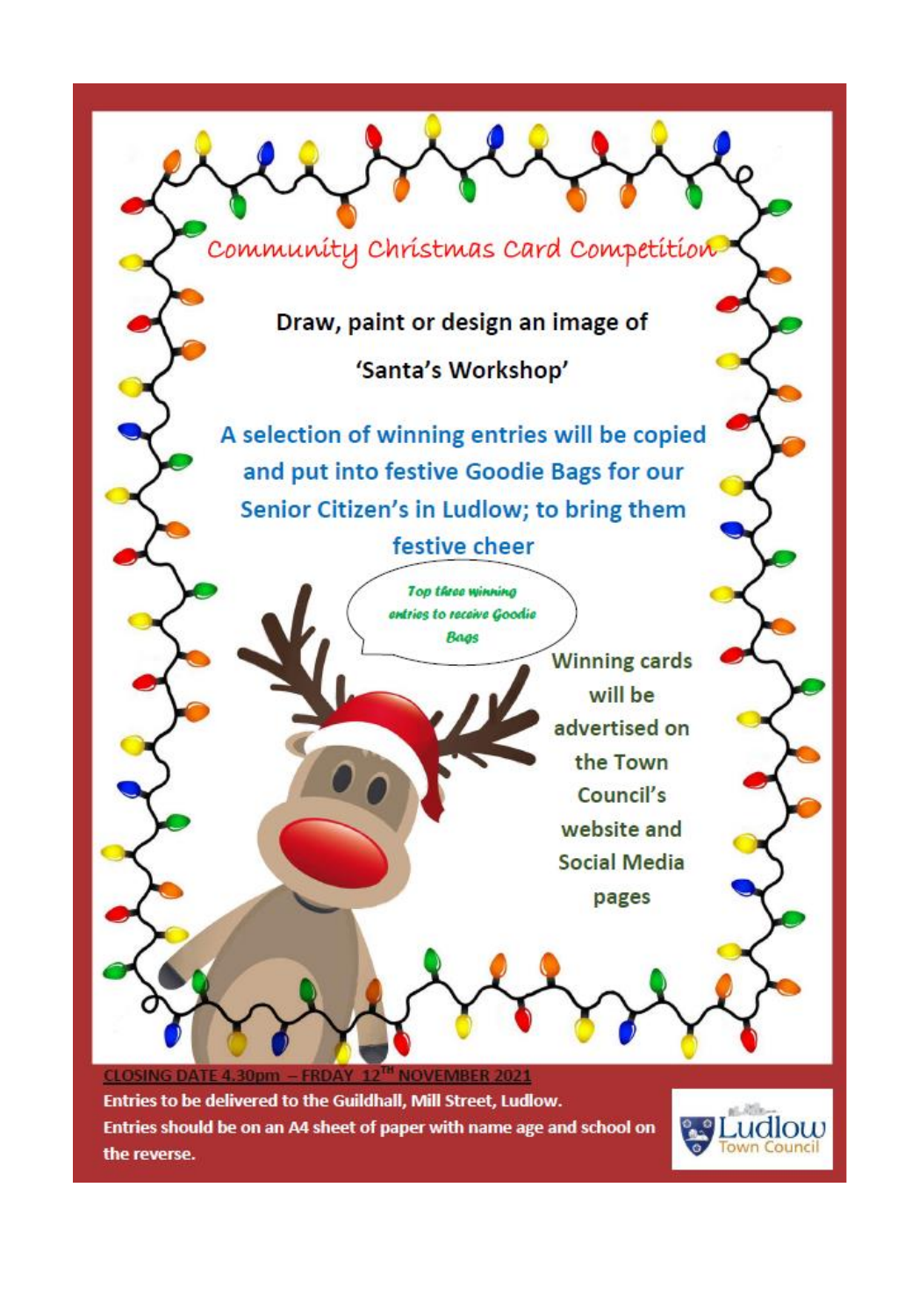# Community Christmas Card Competition

**Draw, paint or design an image of**

**'Santa's Workshop'**

**A selection of winning entries will be copied and put into festive Goodie Bags for our Senior Citizen's in Ludlow; to bring them festive cheer**

***Top three winning entries to receive Goodie Bags***

**Winning cards will be advertised on the Town Council's website and Social Media pages**

**CLOSING DATE 4.30pm – FRDAY 12TH NOVEMBER 2021**

**Entries to be delivered to the Guildhall, Mill Street, Ludlow.**

**Entries should be on an A4 sheet of paper with name age and school on the reverse.**

Ludlow Town Council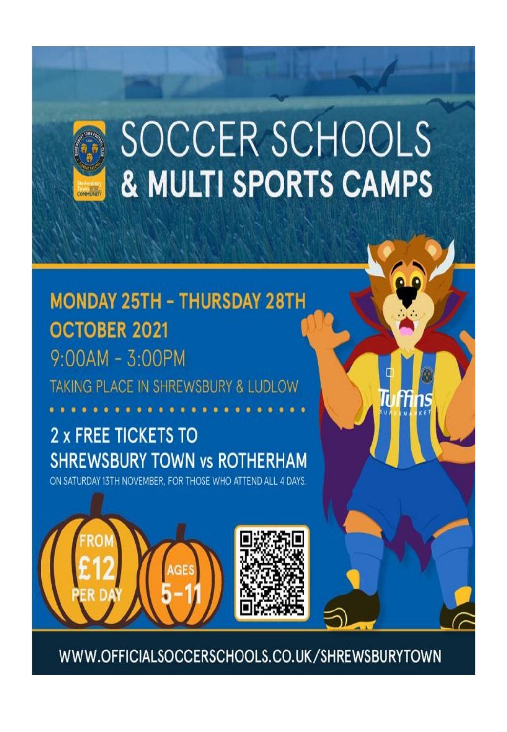# SOCCER SCHOOLS & MULTI SPORTS CAMPS

**MONDAY 25TH – THURSDAY 28TH OCTOBER 2021**

9:00AM – 3:00PM

TAKING PLACE IN SHREWSBURY & LUDLOW

**2 x FREE TICKETS TO SHREWSBURY TOWN vs ROTHERHAM**

ON SATURDAY 13TH NOVEMBER, FOR THOSE WHO ATTEND ALL 4 DAYS.

**FROM £12 PER DAY**

**AGES 5–11**

WWW.OFFICIALSOCCERSCHOOLS.CO.UK/SHREWSBURYTOWN